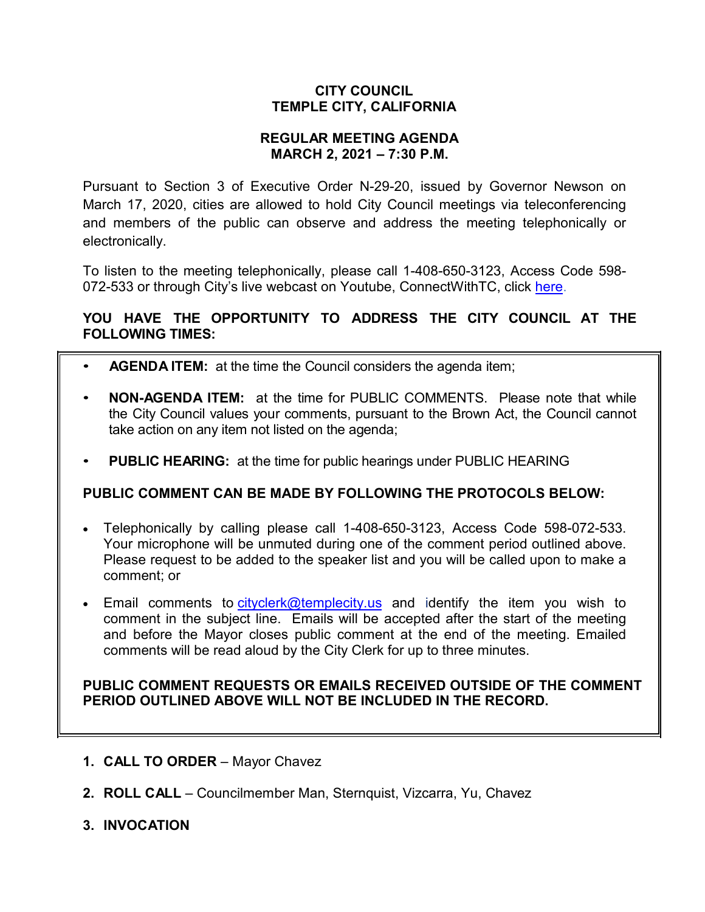# CITY COUNCIL
# TEMPLE CITY, CALIFORNIA

## REGULAR MEETING AGENDA
## MARCH 2, 2021 – 7:30 P.M.

Pursuant to Section 3 of Executive Order N-29-20, issued by Governor Newson on March 17, 2020, cities are allowed to hold City Council meetings via teleconferencing and members of the public can observe and address the meeting telephonically or electronically.

To listen to the meeting telephonically, please call 1-408-650-3123, Access Code 598-072-533 or through City's live webcast on Youtube, ConnectWithTC, click here.

**YOU HAVE THE OPPORTUNITY TO ADDRESS THE CITY COUNCIL AT THE FOLLOWING TIMES:**

- **AGENDA ITEM:** at the time the Council considers the agenda item;
- **NON-AGENDA ITEM:** at the time for PUBLIC COMMENTS. Please note that while the City Council values your comments, pursuant to the Brown Act, the Council cannot take action on any item not listed on the agenda;
- **PUBLIC HEARING:** at the time for public hearings under PUBLIC HEARING

**PUBLIC COMMENT CAN BE MADE BY FOLLOWING THE PROTOCOLS BELOW:**

- Telephonically by calling please call 1-408-650-3123, Access Code 598-072-533. Your microphone will be unmuted during one of the comment period outlined above. Please request to be added to the speaker list and you will be called upon to make a comment; or
- Email comments to cityclerk@templecity.us and identify the item you wish to comment in the subject line. Emails will be accepted after the start of the meeting and before the Mayor closes public comment at the end of the meeting. Emailed comments will be read aloud by the City Clerk for up to three minutes.

**PUBLIC COMMENT REQUESTS OR EMAILS RECEIVED OUTSIDE OF THE COMMENT PERIOD OUTLINED ABOVE WILL NOT BE INCLUDED IN THE RECORD.**

1. **CALL TO ORDER** – Mayor Chavez
2. **ROLL CALL** – Councilmember Man, Sternquist, Vizcarra, Yu, Chavez
3. **INVOCATION**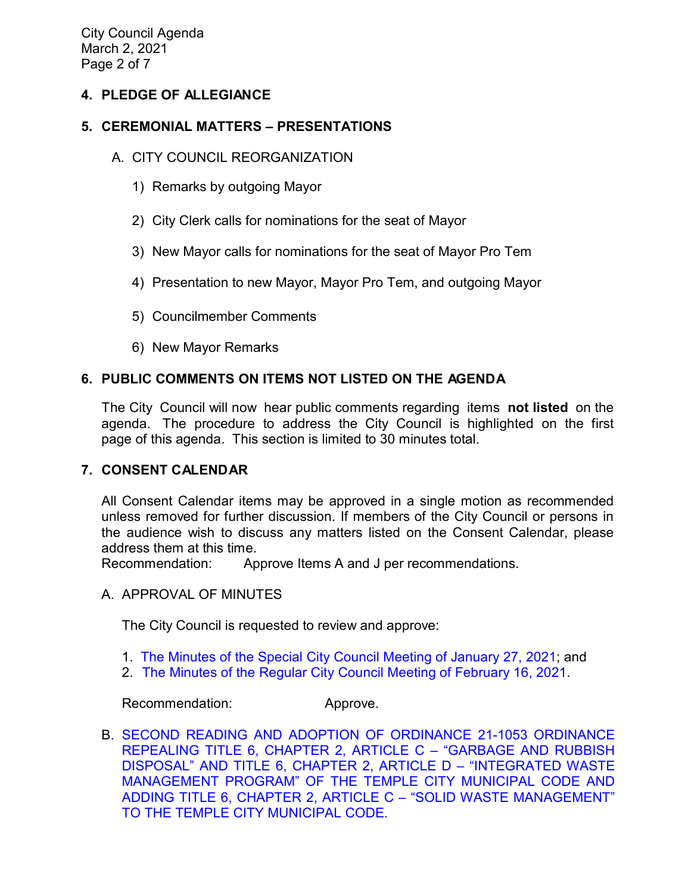## 4. PLEDGE OF ALLEGIANCE

## 5. CEREMONIAL MATTERS – PRESENTATIONS

A. CITY COUNCIL REORGANIZATION

1) Remarks by outgoing Mayor

2) City Clerk calls for nominations for the seat of Mayor

3) New Mayor calls for nominations for the seat of Mayor Pro Tem

4) Presentation to new Mayor, Mayor Pro Tem, and outgoing Mayor

5) Councilmember Comments

6) New Mayor Remarks

## 6. PUBLIC COMMENTS ON ITEMS NOT LISTED ON THE AGENDA

The City Council will now hear public comments regarding items **not listed** on the agenda. The procedure to address the City Council is highlighted on the first page of this agenda. This section is limited to 30 minutes total.

## 7. CONSENT CALENDAR

All Consent Calendar items may be approved in a single motion as recommended unless removed for further discussion. If members of the City Council or persons in the audience wish to discuss any matters listed on the Consent Calendar, please address them at this time.
Recommendation: Approve Items A and J per recommendations.

A. APPROVAL OF MINUTES

The City Council is requested to review and approve:

1. The Minutes of the Special City Council Meeting of January 27, 2021; and
2. The Minutes of the Regular City Council Meeting of February 16, 2021.

Recommendation: Approve.

B. SECOND READING AND ADOPTION OF ORDINANCE 21-1053 ORDINANCE REPEALING TITLE 6, CHAPTER 2, ARTICLE C – "GARBAGE AND RUBBISH DISPOSAL" AND TITLE 6, CHAPTER 2, ARTICLE D – "INTEGRATED WASTE MANAGEMENT PROGRAM" OF THE TEMPLE CITY MUNICIPAL CODE AND ADDING TITLE 6, CHAPTER 2, ARTICLE C – "SOLID WASTE MANAGEMENT" TO THE TEMPLE CITY MUNICIPAL CODE.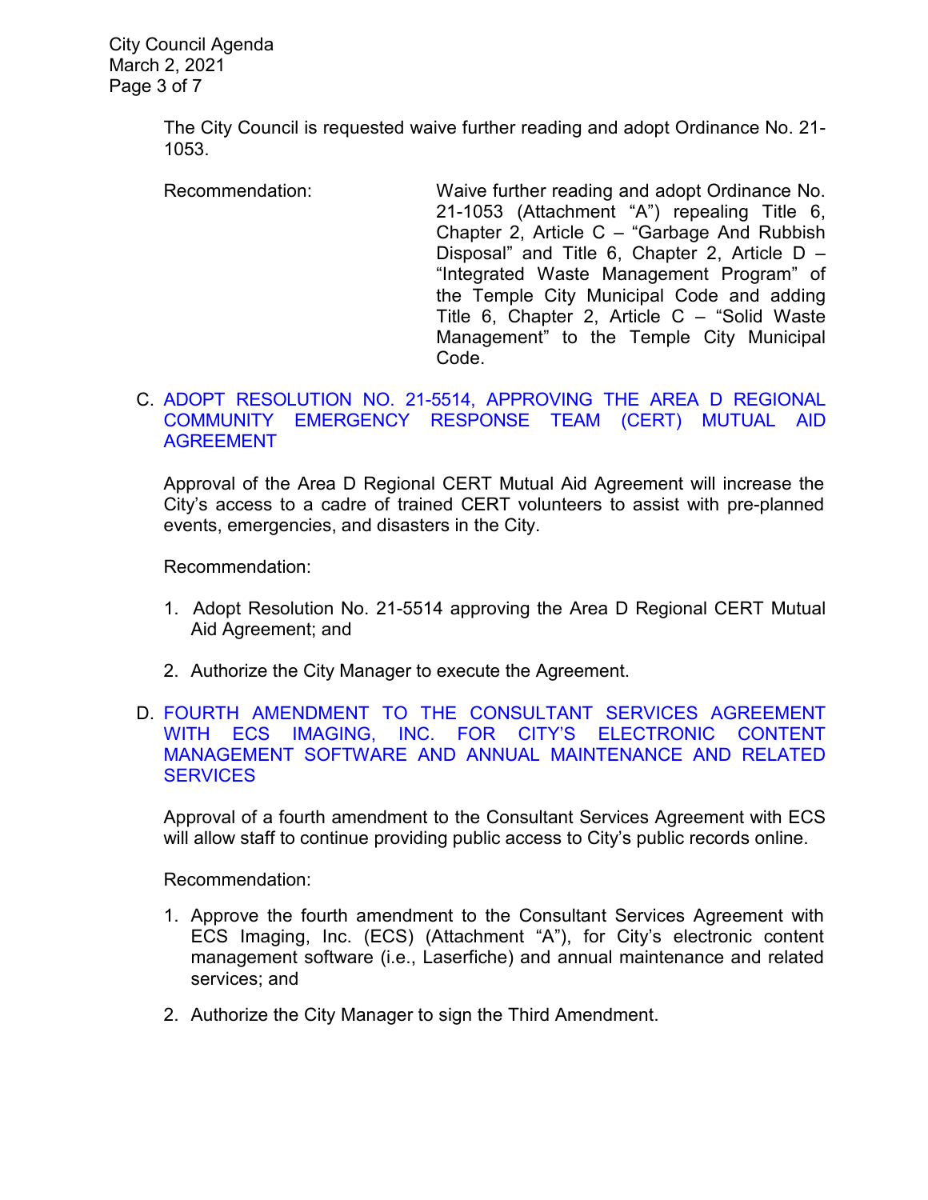The City Council is requested waive further reading and adopt Ordinance No. 21-1053.

Recommendation: Waive further reading and adopt Ordinance No. 21-1053 (Attachment "A") repealing Title 6, Chapter 2, Article C – "Garbage And Rubbish Disposal" and Title 6, Chapter 2, Article D – "Integrated Waste Management Program" of the Temple City Municipal Code and adding Title 6, Chapter 2, Article C – "Solid Waste Management" to the Temple City Municipal Code.

C. ADOPT RESOLUTION NO. 21-5514, APPROVING THE AREA D REGIONAL COMMUNITY EMERGENCY RESPONSE TEAM (CERT) MUTUAL AID AGREEMENT

Approval of the Area D Regional CERT Mutual Aid Agreement will increase the City's access to a cadre of trained CERT volunteers to assist with pre-planned events, emergencies, and disasters in the City.

Recommendation:

1. Adopt Resolution No. 21-5514 approving the Area D Regional CERT Mutual Aid Agreement; and

2. Authorize the City Manager to execute the Agreement.

D. FOURTH AMENDMENT TO THE CONSULTANT SERVICES AGREEMENT WITH ECS IMAGING, INC. FOR CITY'S ELECTRONIC CONTENT MANAGEMENT SOFTWARE AND ANNUAL MAINTENANCE AND RELATED SERVICES

Approval of a fourth amendment to the Consultant Services Agreement with ECS will allow staff to continue providing public access to City's public records online.

Recommendation:

1. Approve the fourth amendment to the Consultant Services Agreement with ECS Imaging, Inc. (ECS) (Attachment "A"), for City's electronic content management software (i.e., Laserfiche) and annual maintenance and related services; and

2. Authorize the City Manager to sign the Third Amendment.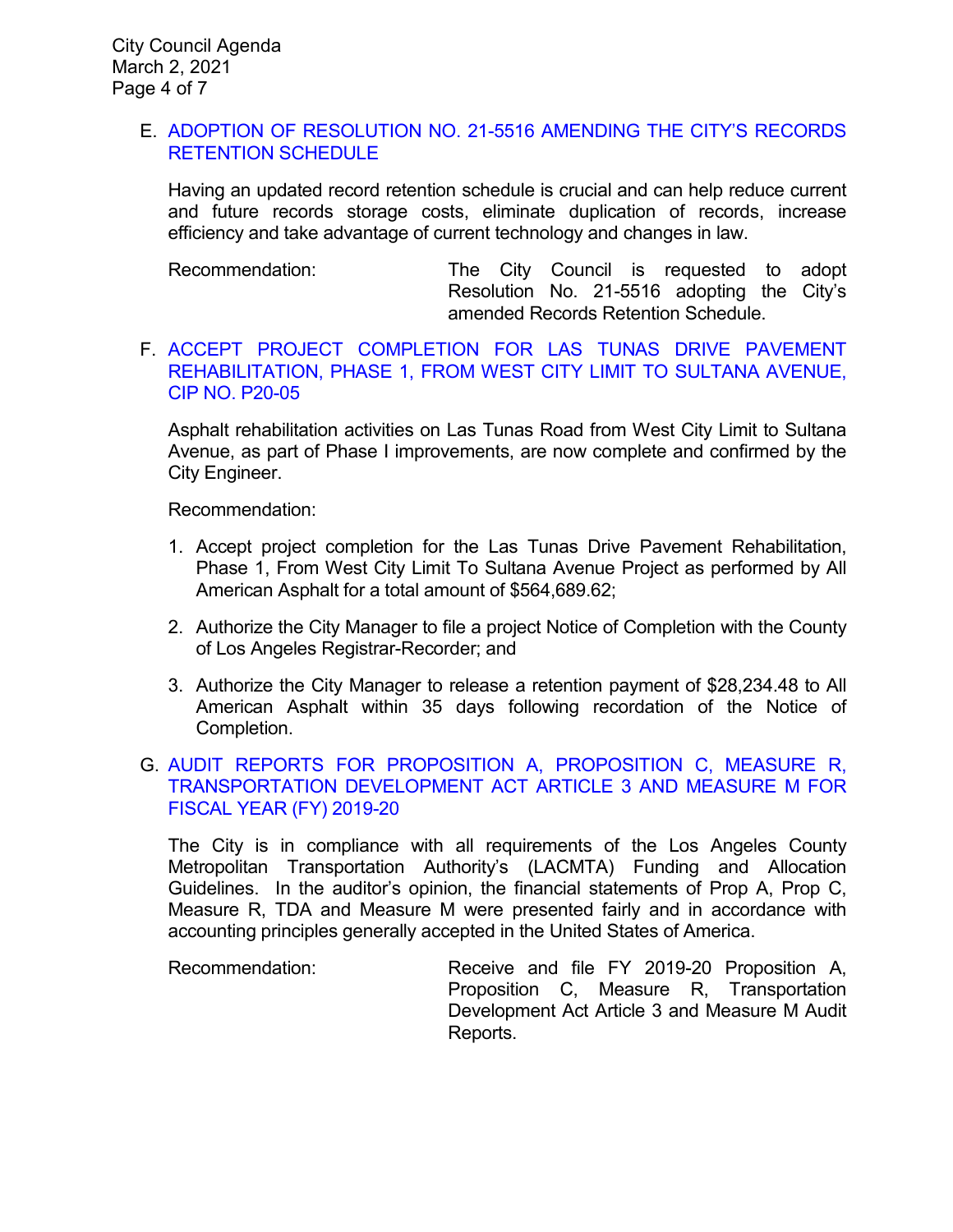E. ADOPTION OF RESOLUTION NO. 21-5516 AMENDING THE CITY'S RECORDS RETENTION SCHEDULE

Having an updated record retention schedule is crucial and can help reduce current and future records storage costs, eliminate duplication of records, increase efficiency and take advantage of current technology and changes in law.

Recommendation: The City Council is requested to adopt Resolution No. 21-5516 adopting the City's amended Records Retention Schedule.

F. ACCEPT PROJECT COMPLETION FOR LAS TUNAS DRIVE PAVEMENT REHABILITATION, PHASE 1, FROM WEST CITY LIMIT TO SULTANA AVENUE, CIP NO. P20-05

Asphalt rehabilitation activities on Las Tunas Road from West City Limit to Sultana Avenue, as part of Phase I improvements, are now complete and confirmed by the City Engineer.

Recommendation:

1. Accept project completion for the Las Tunas Drive Pavement Rehabilitation, Phase 1, From West City Limit To Sultana Avenue Project as performed by All American Asphalt for a total amount of $564,689.62;
2. Authorize the City Manager to file a project Notice of Completion with the County of Los Angeles Registrar-Recorder; and
3. Authorize the City Manager to release a retention payment of $28,234.48 to All American Asphalt within 35 days following recordation of the Notice of Completion.

G. AUDIT REPORTS FOR PROPOSITION A, PROPOSITION C, MEASURE R, TRANSPORTATION DEVELOPMENT ACT ARTICLE 3 AND MEASURE M FOR FISCAL YEAR (FY) 2019-20

The City is in compliance with all requirements of the Los Angeles County Metropolitan Transportation Authority's (LACMTA) Funding and Allocation Guidelines. In the auditor's opinion, the financial statements of Prop A, Prop C, Measure R, TDA and Measure M were presented fairly and in accordance with accounting principles generally accepted in the United States of America.

Recommendation: Receive and file FY 2019-20 Proposition A, Proposition C, Measure R, Transportation Development Act Article 3 and Measure M Audit Reports.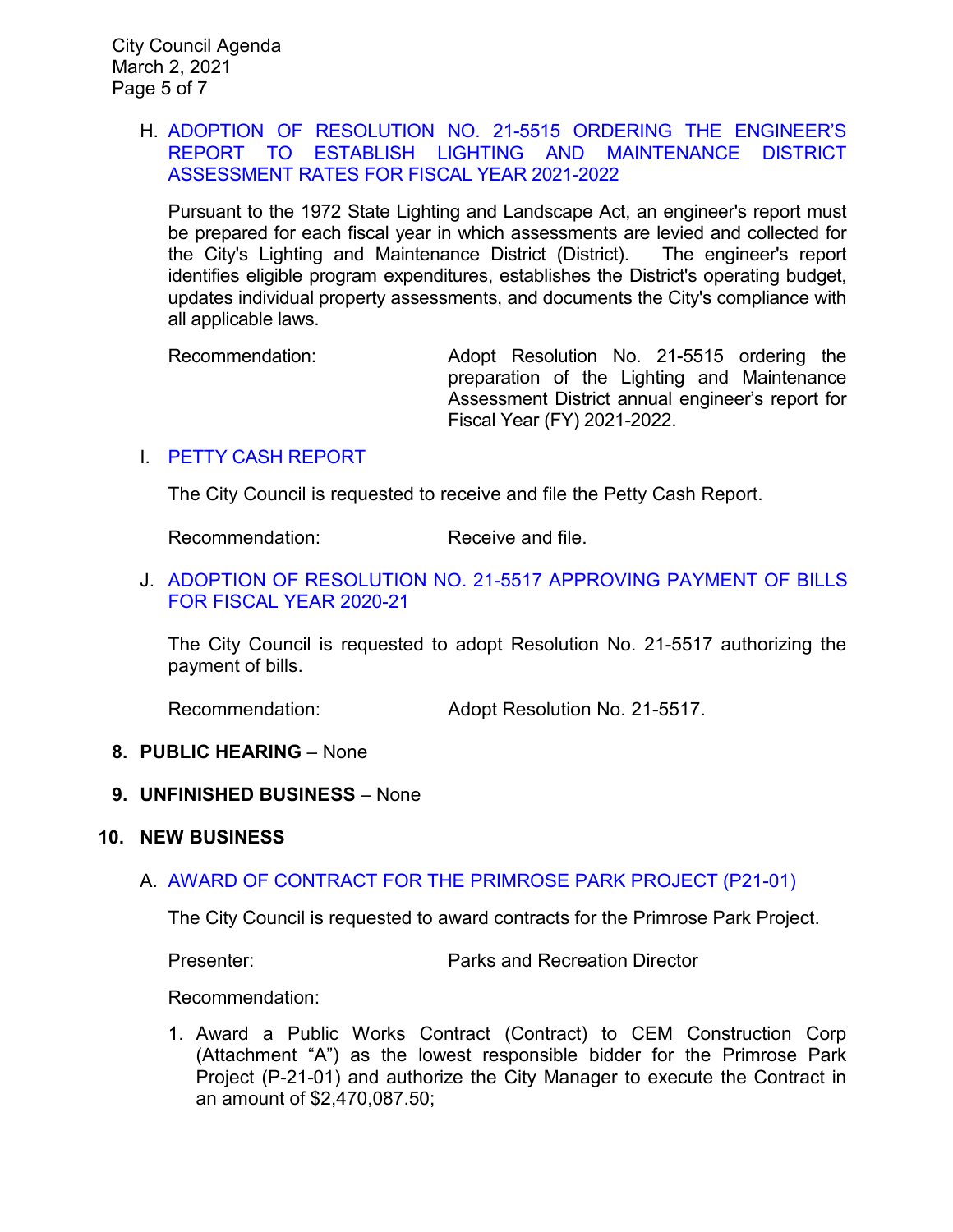H. ADOPTION OF RESOLUTION NO. 21-5515 ORDERING THE ENGINEER'S REPORT TO ESTABLISH LIGHTING AND MAINTENANCE DISTRICT ASSESSMENT RATES FOR FISCAL YEAR 2021-2022

Pursuant to the 1972 State Lighting and Landscape Act, an engineer's report must be prepared for each fiscal year in which assessments are levied and collected for the City's Lighting and Maintenance District (District). The engineer's report identifies eligible program expenditures, establishes the District's operating budget, updates individual property assessments, and documents the City's compliance with all applicable laws.

Recommendation: Adopt Resolution No. 21-5515 ordering the preparation of the Lighting and Maintenance Assessment District annual engineer's report for Fiscal Year (FY) 2021-2022.

I. PETTY CASH REPORT

The City Council is requested to receive and file the Petty Cash Report.

Recommendation: Receive and file.

J. ADOPTION OF RESOLUTION NO. 21-5517 APPROVING PAYMENT OF BILLS FOR FISCAL YEAR 2020-21

The City Council is requested to adopt Resolution No. 21-5517 authorizing the payment of bills.

Recommendation: Adopt Resolution No. 21-5517.

**8. PUBLIC HEARING** – None

**9. UNFINISHED BUSINESS** – None

**10. NEW BUSINESS**

A. AWARD OF CONTRACT FOR THE PRIMROSE PARK PROJECT (P21-01)

The City Council is requested to award contracts for the Primrose Park Project.

Presenter: Parks and Recreation Director

Recommendation:

1. Award a Public Works Contract (Contract) to CEM Construction Corp (Attachment "A") as the lowest responsible bidder for the Primrose Park Project (P-21-01) and authorize the City Manager to execute the Contract in an amount of $2,470,087.50;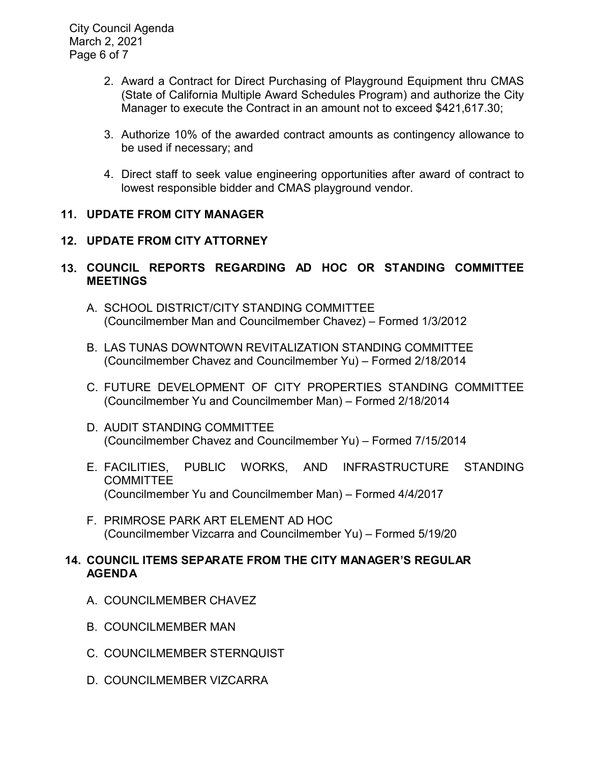2. Award a Contract for Direct Purchasing of Playground Equipment thru CMAS (State of California Multiple Award Schedules Program) and authorize the City Manager to execute the Contract in an amount not to exceed $421,617.30;

3. Authorize 10% of the awarded contract amounts as contingency allowance to be used if necessary; and

4. Direct staff to seek value engineering opportunities after award of contract to lowest responsible bidder and CMAS playground vendor.

## 11. UPDATE FROM CITY MANAGER

## 12. UPDATE FROM CITY ATTORNEY

## 13. COUNCIL REPORTS REGARDING AD HOC OR STANDING COMMITTEE MEETINGS

A. SCHOOL DISTRICT/CITY STANDING COMMITTEE
(Councilmember Man and Councilmember Chavez) – Formed 1/3/2012

B. LAS TUNAS DOWNTOWN REVITALIZATION STANDING COMMITTEE
(Councilmember Chavez and Councilmember Yu) – Formed 2/18/2014

C. FUTURE DEVELOPMENT OF CITY PROPERTIES STANDING COMMITTEE
(Councilmember Yu and Councilmember Man) – Formed 2/18/2014

D. AUDIT STANDING COMMITTEE
(Councilmember Chavez and Councilmember Yu) – Formed 7/15/2014

E. FACILITIES, PUBLIC WORKS, AND INFRASTRUCTURE STANDING COMMITTEE
(Councilmember Yu and Councilmember Man) – Formed 4/4/2017

F. PRIMROSE PARK ART ELEMENT AD HOC
(Councilmember Vizcarra and Councilmember Yu) – Formed 5/19/20

## 14. COUNCIL ITEMS SEPARATE FROM THE CITY MANAGER'S REGULAR AGENDA

A. COUNCILMEMBER CHAVEZ

B. COUNCILMEMBER MAN

C. COUNCILMEMBER STERNQUIST

D. COUNCILMEMBER VIZCARRA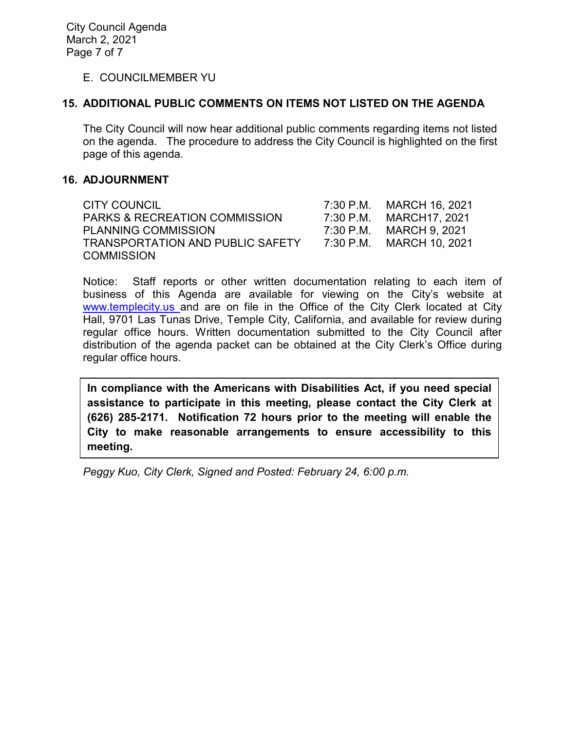E. COUNCILMEMBER YU

## 15. ADDITIONAL PUBLIC COMMENTS ON ITEMS NOT LISTED ON THE AGENDA

The City Council will now hear additional public comments regarding items not listed on the agenda. The procedure to address the City Council is highlighted on the first page of this agenda.

## 16. ADJOURNMENT

| | | |
|---|---|---|
| CITY COUNCIL | 7:30 P.M. | MARCH 16, 2021 |
| PARKS & RECREATION COMMISSION | 7:30 P.M. | MARCH17, 2021 |
| PLANNING COMMISSION | 7:30 P.M. | MARCH 9, 2021 |
| TRANSPORTATION AND PUBLIC SAFETY COMMISSION | 7:30 P.M. | MARCH 10, 2021 |

Notice: Staff reports or other written documentation relating to each item of business of this Agenda are available for viewing on the City's website at www.templecity.us and are on file in the Office of the City Clerk located at City Hall, 9701 Las Tunas Drive, Temple City, California, and available for review during regular office hours. Written documentation submitted to the City Council after distribution of the agenda packet can be obtained at the City Clerk's Office during regular office hours.

**In compliance with the Americans with Disabilities Act, if you need special assistance to participate in this meeting, please contact the City Clerk at (626) 285-2171. Notification 72 hours prior to the meeting will enable the City to make reasonable arrangements to ensure accessibility to this meeting.**

*Peggy Kuo, City Clerk, Signed and Posted: February 24, 6:00 p.m.*